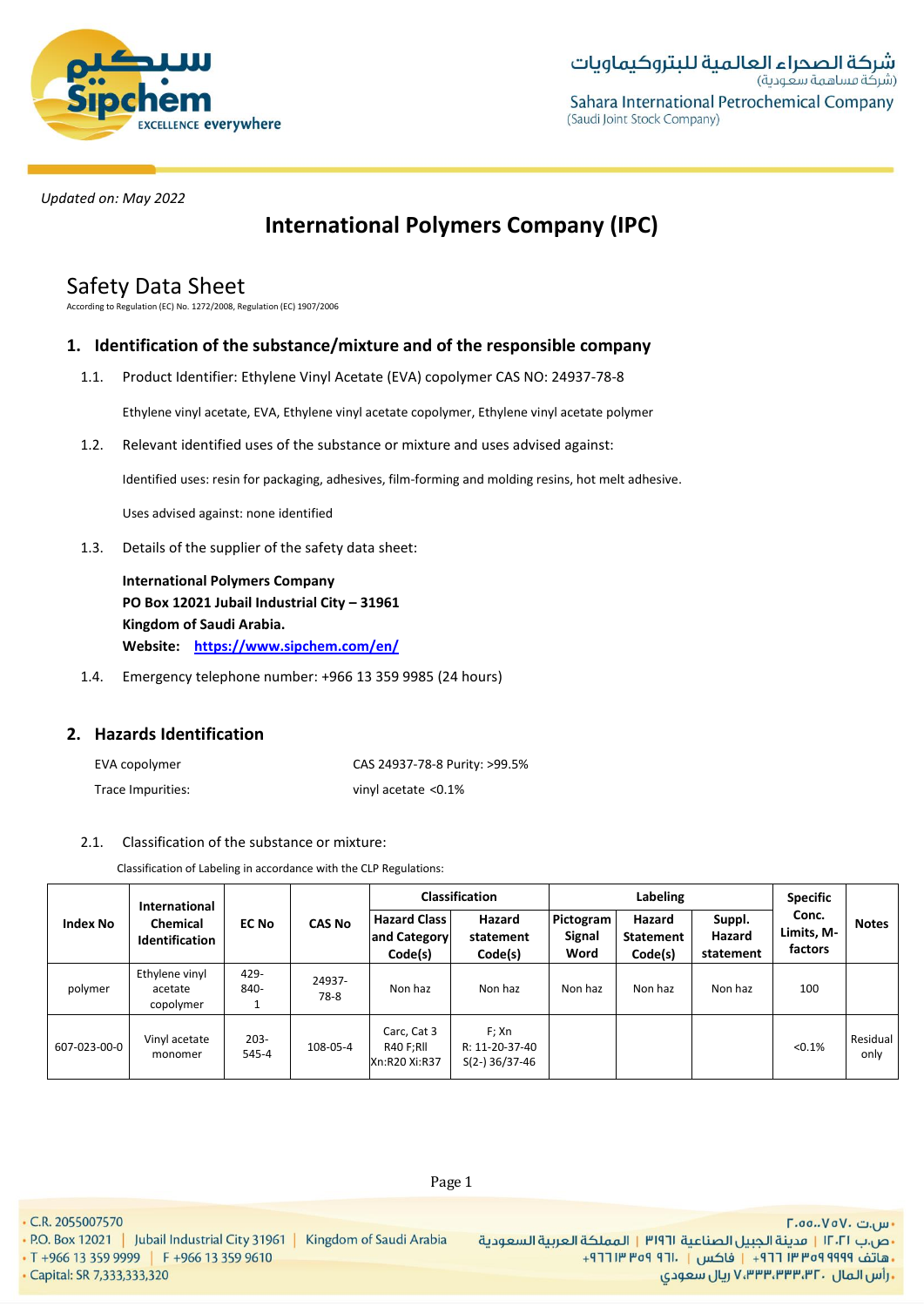*Updated on: May 2022*

# International Polymers Company (IPC)

## Safety Data Sheet

According to Regulation (EC) No. 1272/2008, Regulation (EC) 1907/2006

## 1. Identification of the substance/mixture and of the responsible company

1.1. Product Identifier: Ethylene Vinyl Acetate (EVA) copolymer CAS NO: 24937-78-8

Ethylene vinyl acetate, EVA, Ethylene vinyl acetate copolymer, Ethylene vinyl acetate polymer

1.2. Relevant identified uses of the substance or mixture and uses advised against:

Identified uses: resin for packaging, adhesives, film-forming and molding resins, hot melt adhesive.

Uses advised against: none identified

1.3. Details of the supplier of the safety data sheet:

**International Polymers Company**
**PO Box 12021 Jubail Industrial City – 31961**
**Kingdom of Saudi Arabia.**
**Website: https://www.sipchem.com/en/**

1.4. Emergency telephone number: +966 13 359 9985 (24 hours)

## 2. Hazards Identification

| | |
|---|---|
| EVA copolymer | CAS 24937-78-8 Purity: >99.5% |
| Trace Impurities: | vinyl acetate <0.1% |

2.1. Classification of the substance or mixture:

Classification of Labeling in accordance with the CLP Regulations:

| Index No | International Chemical Identification | EC No | CAS No | Classification | | Labeling | | | Specific Conc. Limits, M-factors | Notes |
|---|---|---|---|---|---|---|---|---|---|---|
| | | | | Hazard Class and Category Code(s) | Hazard statement Code(s) | Pictogram Signal Word | Hazard Statement Code(s) | Suppl. Hazard statement | | |
| polymer | Ethylene vinyl acetate copolymer | 429-840-1 | 24937-78-8 | Non haz | Non haz | Non haz | Non haz | Non haz | 100 | |
| 607-023-00-0 | Vinyl acetate monomer | 203-545-4 | 108-05-4 | Carc, Cat 3 R40 F;Rll Xn:R20 Xi:R37 | F; Xn R: 11-20-37-40 S(2-) 36/37-46 | | | | <0.1% | Residual only |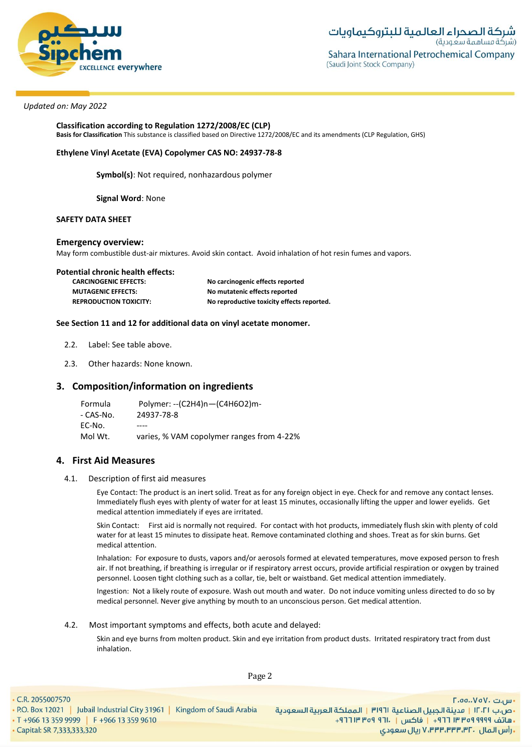*Updated on: May 2022*

**Classification according to Regulation 1272/2008/EC (CLP)**
**Basis for Classification** This substance is classified based on Directive 1272/2008/EC and its amendments (CLP Regulation, GHS)

**Ethylene Vinyl Acetate (EVA) Copolymer CAS NO: 24937-78-8**

**Symbol(s)**: Not required, nonhazardous polymer

**Signal Word**: None

**SAFETY DATA SHEET**

**Emergency overview:**
May form combustible dust-air mixtures. Avoid skin contact. Avoid inhalation of hot resin fumes and vapors.

**Potential chronic health effects:**

| | |
|---|---|
| **CARCINOGENIC EFFECTS:** | **No carcinogenic effects reported** |
| **MUTAGENIC EFFECTS:** | **No mutatenic effects reported** |
| **REPRODUCTION TOXICITY:** | **No reproductive toxicity effects reported.** |

**See Section 11 and 12 for additional data on vinyl acetate monomer.**

2.2. Label: See table above.

2.3. Other hazards: None known.

## 3. Composition/information on ingredients

| | |
|---|---|
| Formula | Polymer: --$(C_2H_4)_n$—$(C_4H_6O_2)_m$- |
| - CAS-No. | 24937-78-8 |
| EC-No. | ---- |
| Mol Wt. | varies, % VAM copolymer ranges from 4-22% |

## 4. First Aid Measures

4.1. Description of first aid measures

Eye Contact: The product is an inert solid. Treat as for any foreign object in eye. Check for and remove any contact lenses. Immediately flush eyes with plenty of water for at least 15 minutes, occasionally lifting the upper and lower eyelids. Get medical attention immediately if eyes are irritated.

Skin Contact: First aid is normally not required. For contact with hot products, immediately flush skin with plenty of cold water for at least 15 minutes to dissipate heat. Remove contaminated clothing and shoes. Treat as for skin burns. Get medical attention.

Inhalation: For exposure to dusts, vapors and/or aerosols formed at elevated temperatures, move exposed person to fresh air. If not breathing, if breathing is irregular or if respiratory arrest occurs, provide artificial respiration or oxygen by trained personnel. Loosen tight clothing such as a collar, tie, belt or waistband. Get medical attention immediately.

Ingestion: Not a likely route of exposure. Wash out mouth and water. Do not induce vomiting unless directed to do so by medical personnel. Never give anything by mouth to an unconscious person. Get medical attention.

4.2. Most important symptoms and effects, both acute and delayed:

Skin and eye burns from molten product. Skin and eye irritation from product dusts. Irritated respiratory tract from dust inhalation.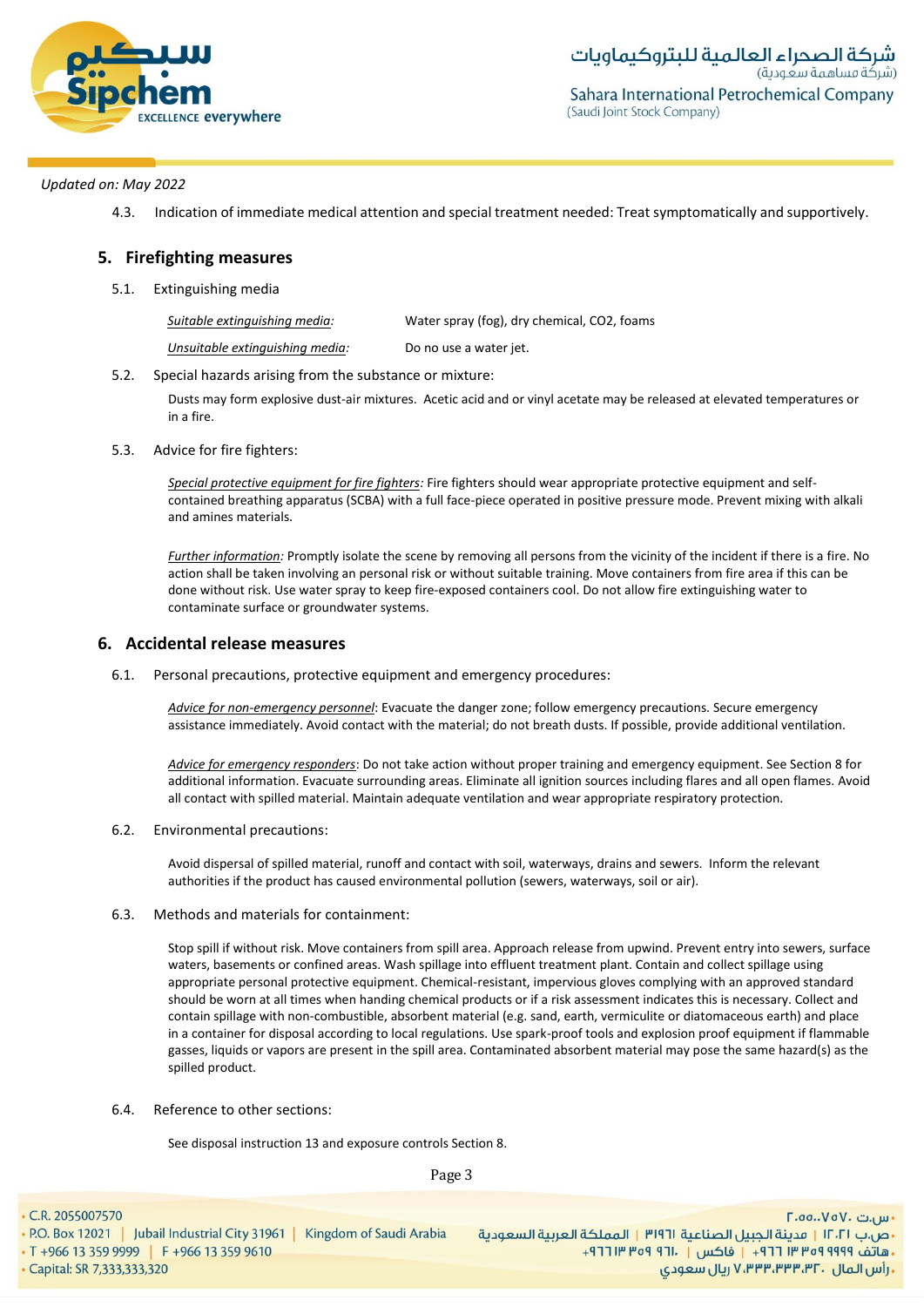*Updated on: May 2022*

4.3. Indication of immediate medical attention and special treatment needed: Treat symptomatically and supportively.

## 5. Firefighting measures

5.1. Extinguishing media

| | |
|---|---|
| *Suitable extinguishing media:* | Water spray (fog), dry chemical, CO2, foams |
| *Unsuitable extinguishing media:* | Do no use a water jet. |

5.2. Special hazards arising from the substance or mixture:

Dusts may form explosive dust-air mixtures. Acetic acid and or vinyl acetate may be released at elevated temperatures or in a fire.

5.3. Advice for fire fighters:

*Special protective equipment for fire fighters:* Fire fighters should wear appropriate protective equipment and self-contained breathing apparatus (SCBA) with a full face-piece operated in positive pressure mode. Prevent mixing with alkali and amines materials.

*Further information:* Promptly isolate the scene by removing all persons from the vicinity of the incident if there is a fire. No action shall be taken involving an personal risk or without suitable training. Move containers from fire area if this can be done without risk. Use water spray to keep fire-exposed containers cool. Do not allow fire extinguishing water to contaminate surface or groundwater systems.

## 6. Accidental release measures

6.1. Personal precautions, protective equipment and emergency procedures:

*Advice for non-emergency personnel*: Evacuate the danger zone; follow emergency precautions. Secure emergency assistance immediately. Avoid contact with the material; do not breath dusts. If possible, provide additional ventilation.

*Advice for emergency responders*: Do not take action without proper training and emergency equipment. See Section 8 for additional information. Evacuate surrounding areas. Eliminate all ignition sources including flares and all open flames. Avoid all contact with spilled material. Maintain adequate ventilation and wear appropriate respiratory protection.

6.2. Environmental precautions:

Avoid dispersal of spilled material, runoff and contact with soil, waterways, drains and sewers. Inform the relevant authorities if the product has caused environmental pollution (sewers, waterways, soil or air).

6.3. Methods and materials for containment:

Stop spill if without risk. Move containers from spill area. Approach release from upwind. Prevent entry into sewers, surface waters, basements or confined areas. Wash spillage into effluent treatment plant. Contain and collect spillage using appropriate personal protective equipment. Chemical-resistant, impervious gloves complying with an approved standard should be worn at all times when handing chemical products or if a risk assessment indicates this is necessary. Collect and contain spillage with non-combustible, absorbent material (e.g. sand, earth, vermiculite or diatomaceous earth) and place in a container for disposal according to local regulations. Use spark-proof tools and explosion proof equipment if flammable gasses, liquids or vapors are present in the spill area. Contaminated absorbent material may pose the same hazard(s) as the spilled product.

6.4. Reference to other sections:

See disposal instruction 13 and exposure controls Section 8.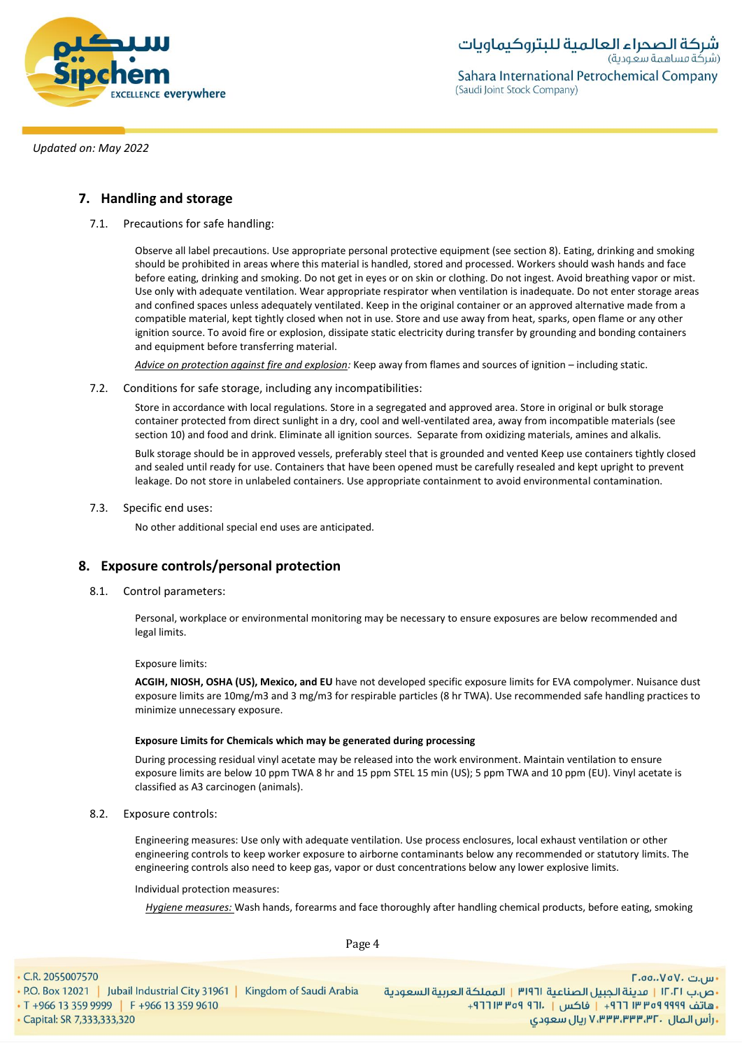*Updated on: May 2022*

## 7. Handling and storage

7.1. Precautions for safe handling:

Observe all label precautions. Use appropriate personal protective equipment (see section 8). Eating, drinking and smoking should be prohibited in areas where this material is handled, stored and processed. Workers should wash hands and face before eating, drinking and smoking. Do not get in eyes or on skin or clothing. Do not ingest. Avoid breathing vapor or mist. Use only with adequate ventilation. Wear appropriate respirator when ventilation is inadequate. Do not enter storage areas and confined spaces unless adequately ventilated. Keep in the original container or an approved alternative made from a compatible material, kept tightly closed when not in use. Store and use away from heat, sparks, open flame or any other ignition source. To avoid fire or explosion, dissipate static electricity during transfer by grounding and bonding containers and equipment before transferring material.

*Advice on protection against fire and explosion*: Keep away from flames and sources of ignition – including static.

7.2. Conditions for safe storage, including any incompatibilities:

Store in accordance with local regulations. Store in a segregated and approved area. Store in original or bulk storage container protected from direct sunlight in a dry, cool and well-ventilated area, away from incompatible materials (see section 10) and food and drink. Eliminate all ignition sources. Separate from oxidizing materials, amines and alkalis.

Bulk storage should be in approved vessels, preferably steel that is grounded and vented Keep use containers tightly closed and sealed until ready for use. Containers that have been opened must be carefully resealed and kept upright to prevent leakage. Do not store in unlabeled containers. Use appropriate containment to avoid environmental contamination.

7.3. Specific end uses:

No other additional special end uses are anticipated.

## 8. Exposure controls/personal protection

8.1. Control parameters:

Personal, workplace or environmental monitoring may be necessary to ensure exposures are below recommended and legal limits.

Exposure limits:

**ACGIH, NIOSH, OSHA (US), Mexico, and EU** have not developed specific exposure limits for EVA compolymer. Nuisance dust exposure limits are 10mg/m3 and 3 mg/m3 for respirable particles (8 hr TWA). Use recommended safe handling practices to minimize unnecessary exposure.

**Exposure Limits for Chemicals which may be generated during processing**

During processing residual vinyl acetate may be released into the work environment. Maintain ventilation to ensure exposure limits are below 10 ppm TWA 8 hr and 15 ppm STEL 15 min (US); 5 ppm TWA and 10 ppm (EU). Vinyl acetate is classified as A3 carcinogen (animals).

8.2. Exposure controls:

Engineering measures: Use only with adequate ventilation. Use process enclosures, local exhaust ventilation or other engineering controls to keep worker exposure to airborne contaminants below any recommended or statutory limits. The engineering controls also need to keep gas, vapor or dust concentrations below any lower explosive limits.

Individual protection measures:

*Hygiene measures:* Wash hands, forearms and face thoroughly after handling chemical products, before eating, smoking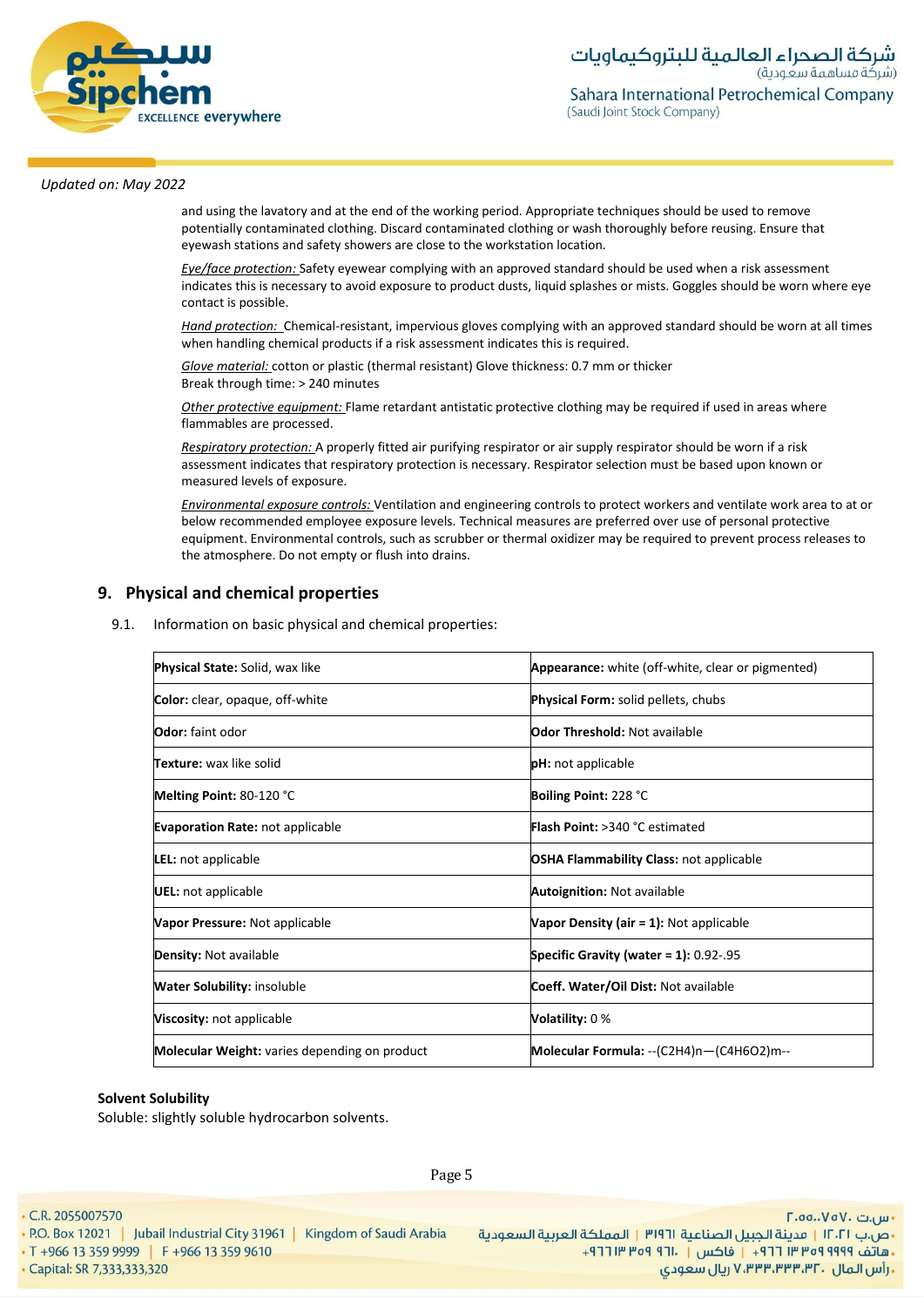Updated on: May 2022

and using the lavatory and at the end of the working period. Appropriate techniques should be used to remove potentially contaminated clothing. Discard contaminated clothing or wash thoroughly before reusing. Ensure that eyewash stations and safety showers are close to the workstation location.

*Eye/face protection:* Safety eyewear complying with an approved standard should be used when a risk assessment indicates this is necessary to avoid exposure to product dusts, liquid splashes or mists. Goggles should be worn where eye contact is possible.

*Hand protection:* Chemical-resistant, impervious gloves complying with an approved standard should be worn at all times when handling chemical products if a risk assessment indicates this is required.

*Glove material:* cotton or plastic (thermal resistant) Glove thickness: 0.7 mm or thicker
Break through time: > 240 minutes

*Other protective equipment:* Flame retardant antistatic protective clothing may be required if used in areas where flammables are processed.

*Respiratory protection:* A properly fitted air purifying respirator or air supply respirator should be worn if a risk assessment indicates that respiratory protection is necessary. Respirator selection must be based upon known or measured levels of exposure.

*Environmental exposure controls:* Ventilation and engineering controls to protect workers and ventilate work area to at or below recommended employee exposure levels. Technical measures are preferred over use of personal protective equipment. Environmental controls, such as scrubber or thermal oxidizer may be required to prevent process releases to the atmosphere. Do not empty or flush into drains.

## 9. Physical and chemical properties

9.1. Information on basic physical and chemical properties:

| | |
|---|---|
| **Physical State:** Solid, wax like | **Appearance:** white (off-white, clear or pigmented) |
| **Color:** clear, opaque, off-white | **Physical Form:** solid pellets, chubs |
| **Odor:** faint odor | **Odor Threshold:** Not available |
| **Texture:** wax like solid | **pH:** not applicable |
| **Melting Point:** 80-120 °C | **Boiling Point:** 228 °C |
| **Evaporation Rate:** not applicable | **Flash Point:** >340 °C estimated |
| **LEL:** not applicable | **OSHA Flammability Class:** not applicable |
| **UEL:** not applicable | **Autoignition:** Not available |
| **Vapor Pressure:** Not applicable | **Vapor Density (air = 1):** Not applicable |
| **Density:** Not available | **Specific Gravity (water = 1):** 0.92-.95 |
| **Water Solubility:** insoluble | **Coeff. Water/Oil Dist:** Not available |
| **Viscosity:** not applicable | **Volatility:** 0 % |
| **Molecular Weight:** varies depending on product | **Molecular Formula:** --$(C_2H_4)_n$—$(C_4H_6O_2)_m$-- |

**Solvent Solubility**
Soluble: slightly soluble hydrocarbon solvents.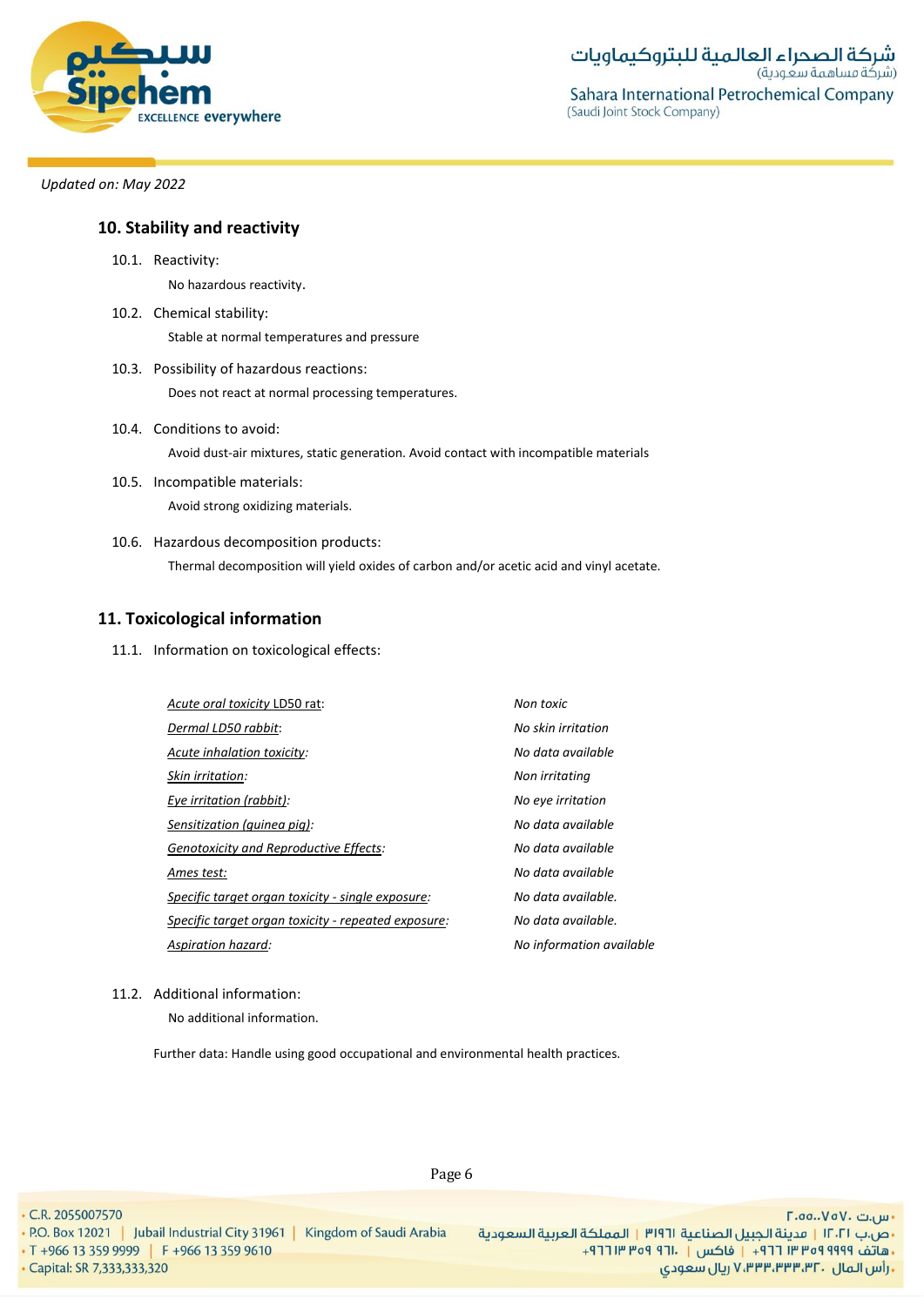Updated on: May 2022

## 10. Stability and reactivity

10.1. Reactivity:

No hazardous reactivity.

10.2. Chemical stability:

Stable at normal temperatures and pressure

10.3. Possibility of hazardous reactions:

Does not react at normal processing temperatures.

10.4. Conditions to avoid:

Avoid dust-air mixtures, static generation. Avoid contact with incompatible materials

10.5. Incompatible materials:

Avoid strong oxidizing materials.

10.6. Hazardous decomposition products:

Thermal decomposition will yield oxides of carbon and/or acetic acid and vinyl acetate.

## 11. Toxicological information

11.1. Information on toxicological effects:

| | |
|---|---|
| Acute oral toxicity LD50 rat: | *Non toxic* |
| Dermal LD50 rabbit: | *No skin irritation* |
| *Acute inhalation toxicity:* | *No data available* |
| *Skin irritation:* | *Non irritating* |
| *Eye irritation (rabbit):* | *No eye irritation* |
| *Sensitization (guinea pig):* | *No data available* |
| *Genotoxicity and Reproductive Effects:* | *No data available* |
| *Ames test:* | *No data available* |
| *Specific target organ toxicity - single exposure:* | *No data available.* |
| *Specific target organ toxicity - repeated exposure:* | *No data available.* |
| *Aspiration hazard:* | *No information available* |

11.2. Additional information:

No additional information.

Further data: Handle using good occupational and environmental health practices.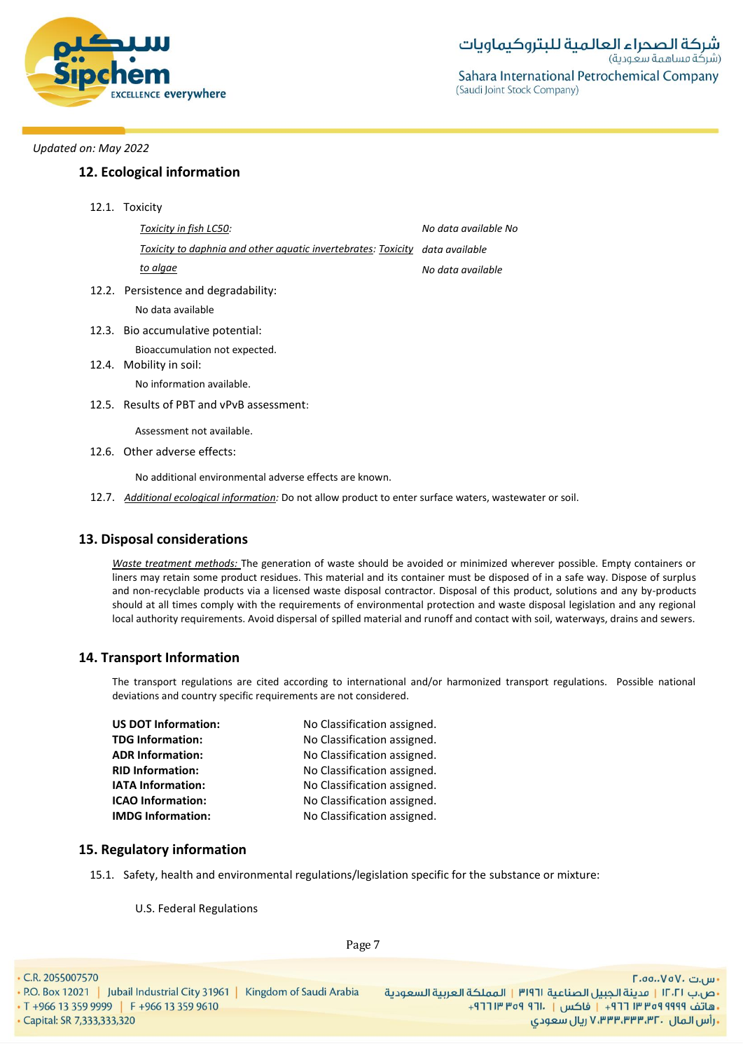*Updated on: May 2022*

## 12. Ecological information

12.1. Toxicity

| | |
|---|---|
| *Toxicity in fish LC50:* | *No data available* |
| *Toxicity to daphnia and other aquatic invertebrates:* | *No data available* |
| *Toxicity to algae* | *No data available* |

12.2. Persistence and degradability:

No data available

12.3. Bio accumulative potential:

Bioaccumulation not expected.

12.4. Mobility in soil:

No information available.

12.5. Results of PBT and vPvB assessment:

Assessment not available.

12.6. Other adverse effects:

No additional environmental adverse effects are known.

12.7. *Additional ecological information:* Do not allow product to enter surface waters, wastewater or soil.

## 13. Disposal considerations

*Waste treatment methods:* The generation of waste should be avoided or minimized wherever possible. Empty containers or liners may retain some product residues. This material and its container must be disposed of in a safe way. Dispose of surplus and non-recyclable products via a licensed waste disposal contractor. Disposal of this product, solutions and any by-products should at all times comply with the requirements of environmental protection and waste disposal legislation and any regional local authority requirements. Avoid dispersal of spilled material and runoff and contact with soil, waterways, drains and sewers.

## 14. Transport Information

The transport regulations are cited according to international and/or harmonized transport regulations. Possible national deviations and country specific requirements are not considered.

| | |
|---|---|
| **US DOT Information:** | No Classification assigned. |
| **TDG Information:** | No Classification assigned. |
| **ADR Information:** | No Classification assigned. |
| **RID Information:** | No Classification assigned. |
| **IATA Information:** | No Classification assigned. |
| **ICAO Information:** | No Classification assigned. |
| **IMDG Information:** | No Classification assigned. |

## 15. Regulatory information

15.1. Safety, health and environmental regulations/legislation specific for the substance or mixture:

U.S. Federal Regulations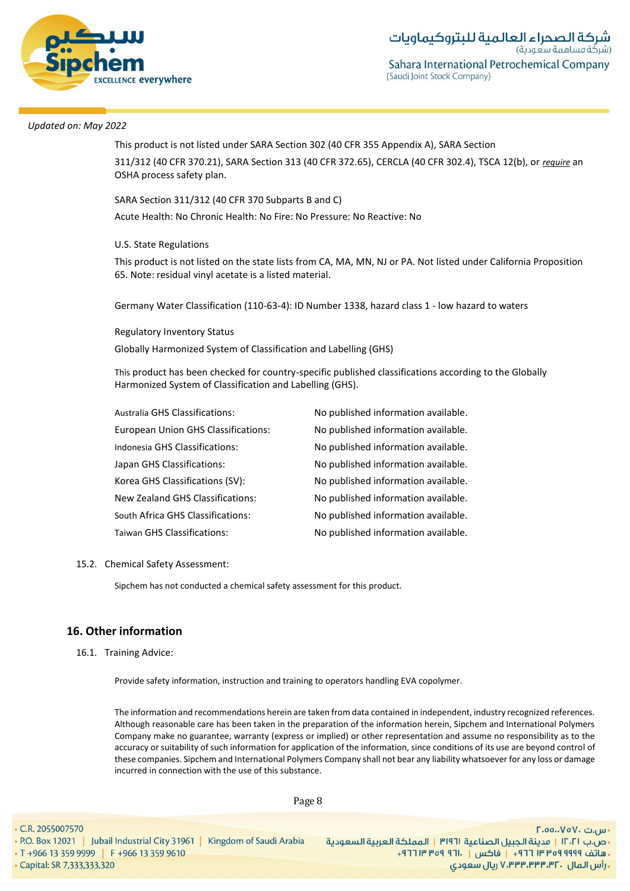Updated on: May 2022

This product is not listed under SARA Section 302 (40 CFR 355 Appendix A), SARA Section 311/312 (40 CFR 370.21), SARA Section 313 (40 CFR 372.65), CERCLA (40 CFR 302.4), TSCA 12(b), or *require* an OSHA process safety plan.

SARA Section 311/312 (40 CFR 370 Subparts B and C)

Acute Health: No Chronic Health: No Fire: No Pressure: No Reactive: No

U.S. State Regulations

This product is not listed on the state lists from CA, MA, MN, NJ or PA. Not listed under California Proposition 65. Note: residual vinyl acetate is a listed material.

Germany Water Classification (110-63-4): ID Number 1338, hazard class 1 - low hazard to waters

Regulatory Inventory Status

Globally Harmonized System of Classification and Labelling (GHS)

This product has been checked for country-specific published classifications according to the Globally Harmonized System of Classification and Labelling (GHS).

| | |
|---|---|
| Australia GHS Classifications: | No published information available. |
| European Union GHS Classifications: | No published information available. |
| Indonesia GHS Classifications: | No published information available. |
| Japan GHS Classifications: | No published information available. |
| Korea GHS Classifications (SV): | No published information available. |
| New Zealand GHS Classifications: | No published information available. |
| South Africa GHS Classifications: | No published information available. |
| Taiwan GHS Classifications: | No published information available. |

15.2. Chemical Safety Assessment:

Sipchem has not conducted a chemical safety assessment for this product.

## 16. Other information

16.1. Training Advice:

Provide safety information, instruction and training to operators handling EVA copolymer.

The information and recommendations herein are taken from data contained in independent, industry recognized references. Although reasonable care has been taken in the preparation of the information herein, Sipchem and International Polymers Company make no guarantee, warranty (express or implied) or other representation and assume no responsibility as to the accuracy or suitability of such information for application of the information, since conditions of its use are beyond control of these companies. Sipchem and International Polymers Company shall not bear any liability whatsoever for any loss or damage incurred in connection with the use of this substance.